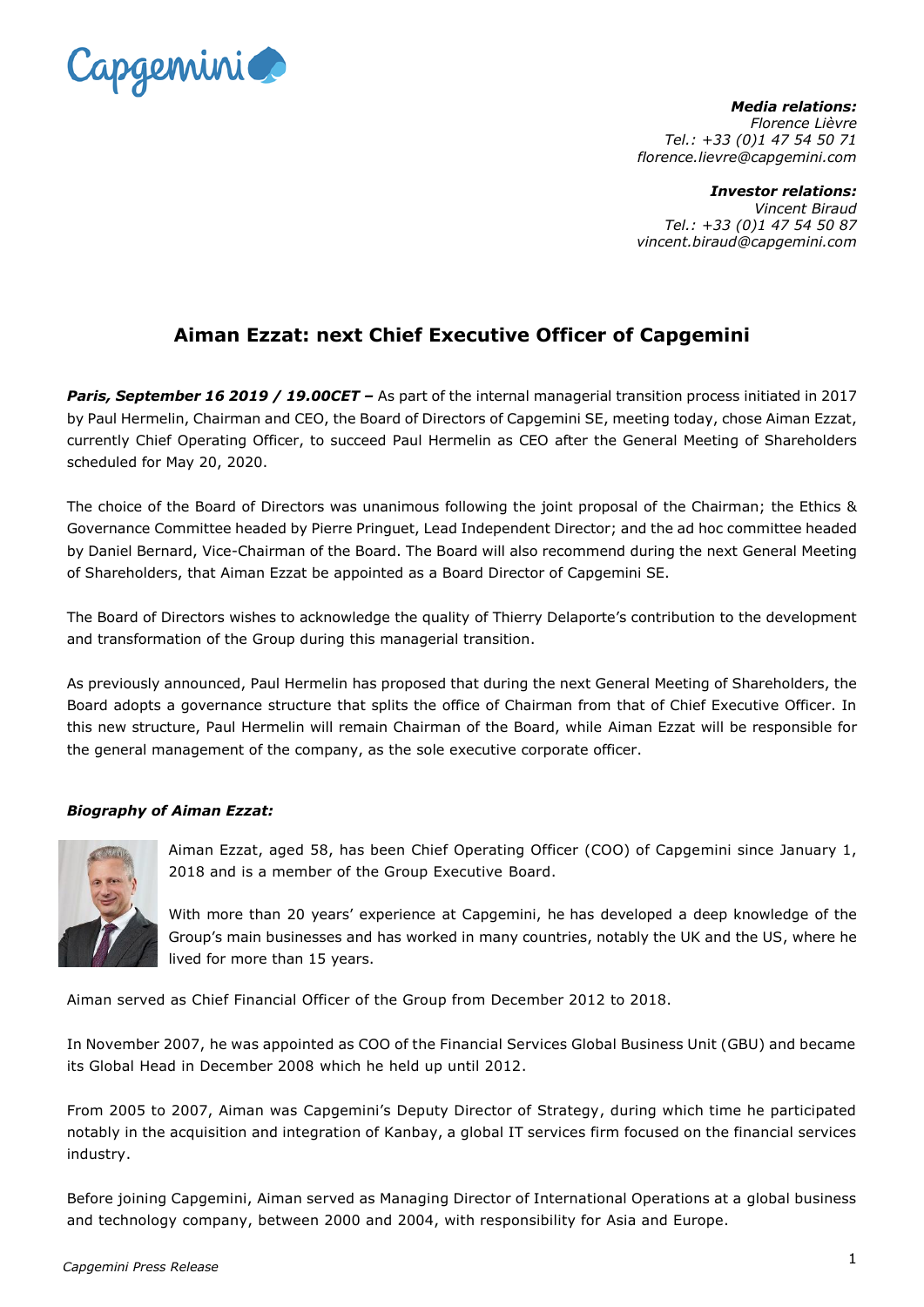Capgemini

***Media relations:***
*Florence Lièvre*
*Tel.: +33 (0)1 47 54 50 71*
*florence.lievre@capgemini.com*

***Investor relations:***
*Vincent Biraud*
*Tel.: +33 (0)1 47 54 50 87*
*vincent.biraud@capgemini.com*

# Aiman Ezzat: next Chief Executive Officer of Capgemini

***Paris, September 16 2019 / 19.00CET –*** As part of the internal managerial transition process initiated in 2017 by Paul Hermelin, Chairman and CEO, the Board of Directors of Capgemini SE, meeting today, chose Aiman Ezzat, currently Chief Operating Officer, to succeed Paul Hermelin as CEO after the General Meeting of Shareholders scheduled for May 20, 2020.

The choice of the Board of Directors was unanimous following the joint proposal of the Chairman; the Ethics & Governance Committee headed by Pierre Pringuet, Lead Independent Director; and the ad hoc committee headed by Daniel Bernard, Vice-Chairman of the Board. The Board will also recommend during the next General Meeting of Shareholders, that Aiman Ezzat be appointed as a Board Director of Capgemini SE.

The Board of Directors wishes to acknowledge the quality of Thierry Delaporte's contribution to the development and transformation of the Group during this managerial transition.

As previously announced, Paul Hermelin has proposed that during the next General Meeting of Shareholders, the Board adopts a governance structure that splits the office of Chairman from that of Chief Executive Officer. In this new structure, Paul Hermelin will remain Chairman of the Board, while Aiman Ezzat will be responsible for the general management of the company, as the sole executive corporate officer.

***Biography of Aiman Ezzat:***

Aiman Ezzat, aged 58, has been Chief Operating Officer (COO) of Capgemini since January 1, 2018 and is a member of the Group Executive Board.

With more than 20 years' experience at Capgemini, he has developed a deep knowledge of the Group's main businesses and has worked in many countries, notably the UK and the US, where he lived for more than 15 years.

Aiman served as Chief Financial Officer of the Group from December 2012 to 2018.

In November 2007, he was appointed as COO of the Financial Services Global Business Unit (GBU) and became its Global Head in December 2008 which he held up until 2012.

From 2005 to 2007, Aiman was Capgemini's Deputy Director of Strategy, during which time he participated notably in the acquisition and integration of Kanbay, a global IT services firm focused on the financial services industry.

Before joining Capgemini, Aiman served as Managing Director of International Operations at a global business and technology company, between 2000 and 2004, with responsibility for Asia and Europe.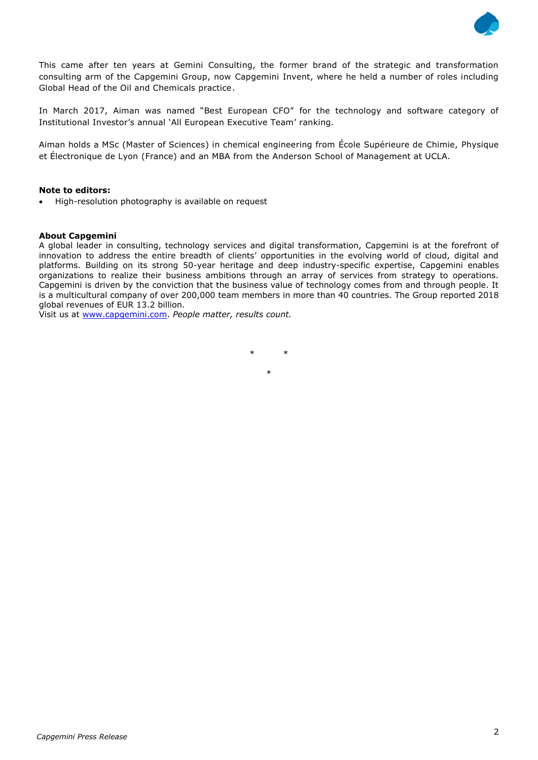This came after ten years at Gemini Consulting, the former brand of the strategic and transformation consulting arm of the Capgemini Group, now Capgemini Invent, where he held a number of roles including Global Head of the Oil and Chemicals practice.

In March 2017, Aiman was named "Best European CFO" for the technology and software category of Institutional Investor's annual 'All European Executive Team' ranking.

Aiman holds a MSc (Master of Sciences) in chemical engineering from École Supérieure de Chimie, Physique et Électronique de Lyon (France) and an MBA from the Anderson School of Management at UCLA.

**Note to editors:**

- High-resolution photography is available on request

**About Capgemini**

A global leader in consulting, technology services and digital transformation, Capgemini is at the forefront of innovation to address the entire breadth of clients' opportunities in the evolving world of cloud, digital and platforms. Building on its strong 50-year heritage and deep industry-specific expertise, Capgemini enables organizations to realize their business ambitions through an array of services from strategy to operations. Capgemini is driven by the conviction that the business value of technology comes from and through people. It is a multicultural company of over 200,000 team members in more than 40 countries. The Group reported 2018 global revenues of EUR 13.2 billion.
Visit us at www.capgemini.com. *People matter, results count.*

\*  \*
\*